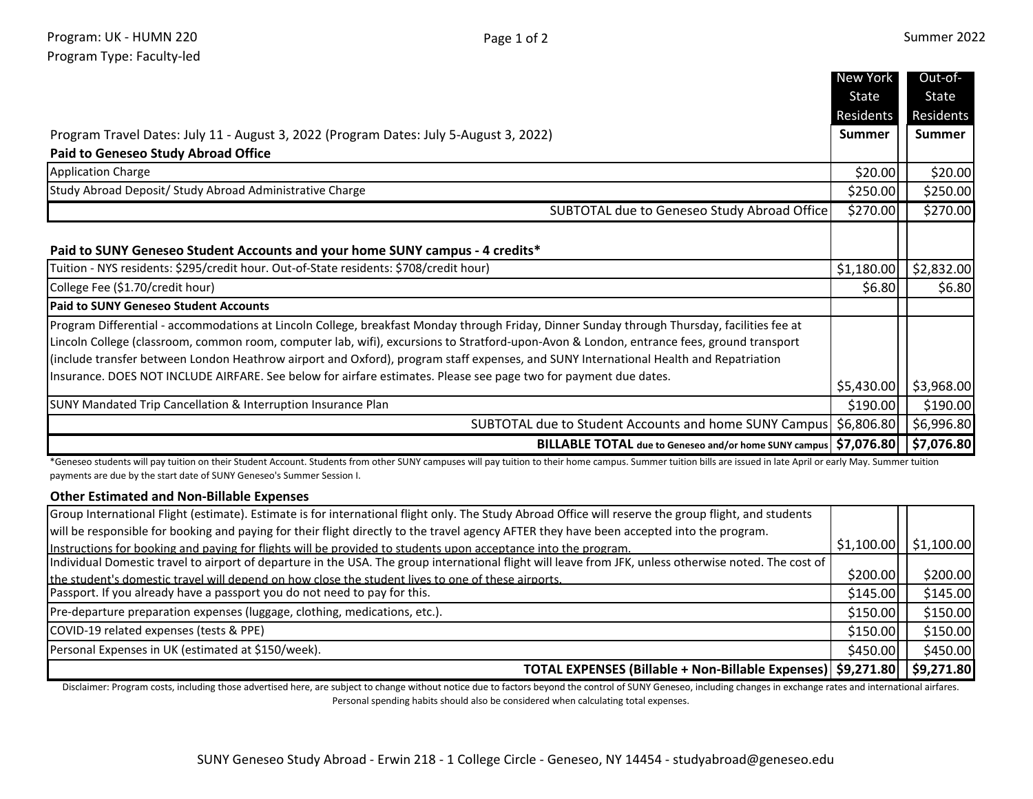Program: UK - HUMN 220
Program Type: Faculty-led

Summer 2022

| | New York State Residents Summer | Out-of-State Residents Summer |
|---|---|---|
| Program Travel Dates: July 11 - August 3, 2022 (Program Dates: July 5-August 3, 2022) | | |
| **Paid to Geneseo Study Abroad Office** | | |
| Application Charge | $20.00 | $20.00 |
| Study Abroad Deposit/ Study Abroad Administrative Charge | $250.00 | $250.00 |
| SUBTOTAL due to Geneseo Study Abroad Office | $270.00 | $270.00 |
| **Paid to SUNY Geneseo Student Accounts and your home SUNY campus - 4 credits*** | | |
| Tuition - NYS residents: $295/credit hour. Out-of-State residents: $708/credit hour) | $1,180.00 | $2,832.00 |
| College Fee ($1.70/credit hour) | $6.80 | $6.80 |
| **Paid to SUNY Geneseo Student Accounts** | | |
| Program Differential - accommodations at Lincoln College, breakfast Monday through Friday, Dinner Sunday through Thursday, facilities fee at Lincoln College (classroom, common room, computer lab, wifi), excursions to Stratford-upon-Avon & London, entrance fees, ground transport (include transfer between London Heathrow airport and Oxford), program staff expenses, and SUNY International Health and Repatriation Insurance. DOES NOT INCLUDE AIRFARE. See below for airfare estimates. Please see page two for payment due dates. | $5,430.00 | $3,968.00 |
| SUNY Mandated Trip Cancellation & Interruption Insurance Plan | $190.00 | $190.00 |
| SUBTOTAL due to Student Accounts and home SUNY Campus | $6,806.80 | $6,996.80 |
| **BILLABLE TOTAL due to Geneseo and/or home SUNY campus** | **$7,076.80** | **$7,076.80** |

*Geneseo students will pay tuition on their Student Account. Students from other SUNY campuses will pay tuition to their home campus. Summer tuition bills are issued in late April or early May. Summer tuition payments are due by the start date of SUNY Geneseo's Summer Session I.

| **Other Estimated and Non-Billable Expenses** | | |
|---|---|---|
| Group International Flight (estimate). Estimate is for international flight only. The Study Abroad Office will reserve the group flight, and students will be responsible for booking and paying for their flight directly to the travel agency AFTER they have been accepted into the program. Instructions for booking and paying for flights will be provided to students upon acceptance into the program. | $1,100.00 | $1,100.00 |
| Individual Domestic travel to airport of departure in the USA. The group international flight will leave from JFK, unless otherwise noted. The cost of the student's domestic travel will depend on how close the student lives to one of these airports. | $200.00 | $200.00 |
| Passport. If you already have a passport you do not need to pay for this. | $145.00 | $145.00 |
| Pre-departure preparation expenses (luggage, clothing, medications, etc.). | $150.00 | $150.00 |
| COVID-19 related expenses (tests & PPE) | $150.00 | $150.00 |
| Personal Expenses in UK (estimated at $150/week). | $450.00 | $450.00 |
| **TOTAL EXPENSES (Billable + Non-Billable Expenses)** | **$9,271.80** | **$9,271.80** |

Disclaimer: Program costs, including those advertised here, are subject to change without notice due to factors beyond the control of SUNY Geneseo, including changes in exchange rates and international airfares. Personal spending habits should also be considered when calculating total expenses.

SUNY Geneseo Study Abroad - Erwin 218 - 1 College Circle - Geneseo, NY 14454 - studyabroad@geneseo.edu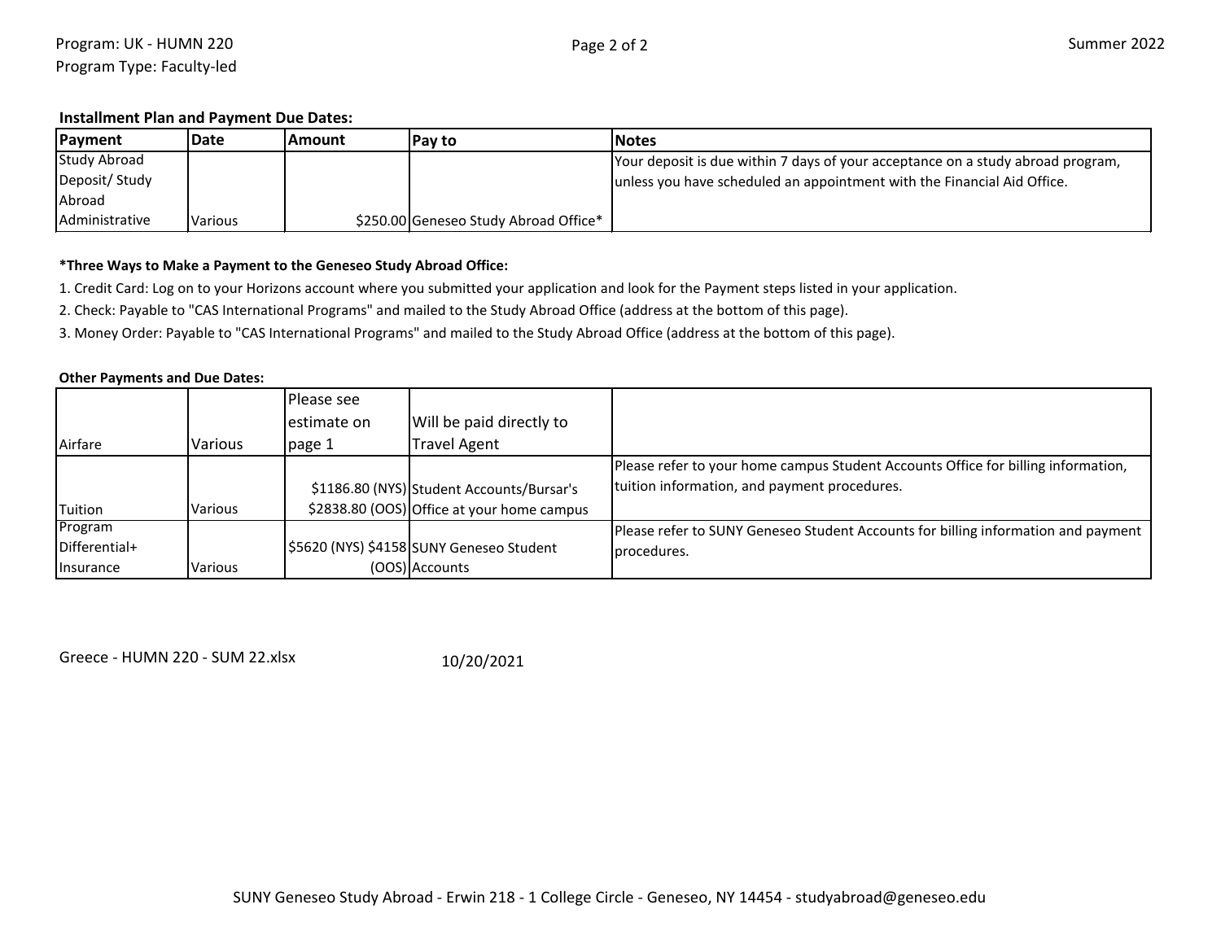**Installment Plan and Payment Due Dates:**

| Payment | Date | Amount | Pay to | Notes |
|---|---|---|---|---|
| Study Abroad Deposit/ Study Abroad Administrative | Various | $250.00 | Geneseo Study Abroad Office* | Your deposit is due within 7 days of your acceptance on a study abroad program, unless you have scheduled an appointment with the Financial Aid Office. |

**\*Three Ways to Make a Payment to the Geneseo Study Abroad Office:**

1. Credit Card: Log on to your Horizons account where you submitted your application and look for the Payment steps listed in your application.
2. Check: Payable to "CAS International Programs" and mailed to the Study Abroad Office (address at the bottom of this page).
3. Money Order: Payable to "CAS International Programs" and mailed to the Study Abroad Office (address at the bottom of this page).

**Other Payments and Due Dates:**

| | | | | |
|---|---|---|---|---|
| Airfare | Various | Please see estimate on page 1 | Will be paid directly to Travel Agent | |
| Tuition | Various | $1186.80 (NYS) $2838.80 (OOS) | Student Accounts/Bursar's Office at your home campus | Please refer to your home campus Student Accounts Office for billing information, tuition information, and payment procedures. |
| Program Differential+ Insurance | Various | $5620 (NYS) $4158 (OOS) | SUNY Geneseo Student Accounts | Please refer to SUNY Geneseo Student Accounts for billing information and payment procedures. |

Greece - HUMN 220 - SUM 22.xlsx 10/20/2021

SUNY Geneseo Study Abroad - Erwin 218 - 1 College Circle - Geneseo, NY 14454 - studyabroad@geneseo.edu